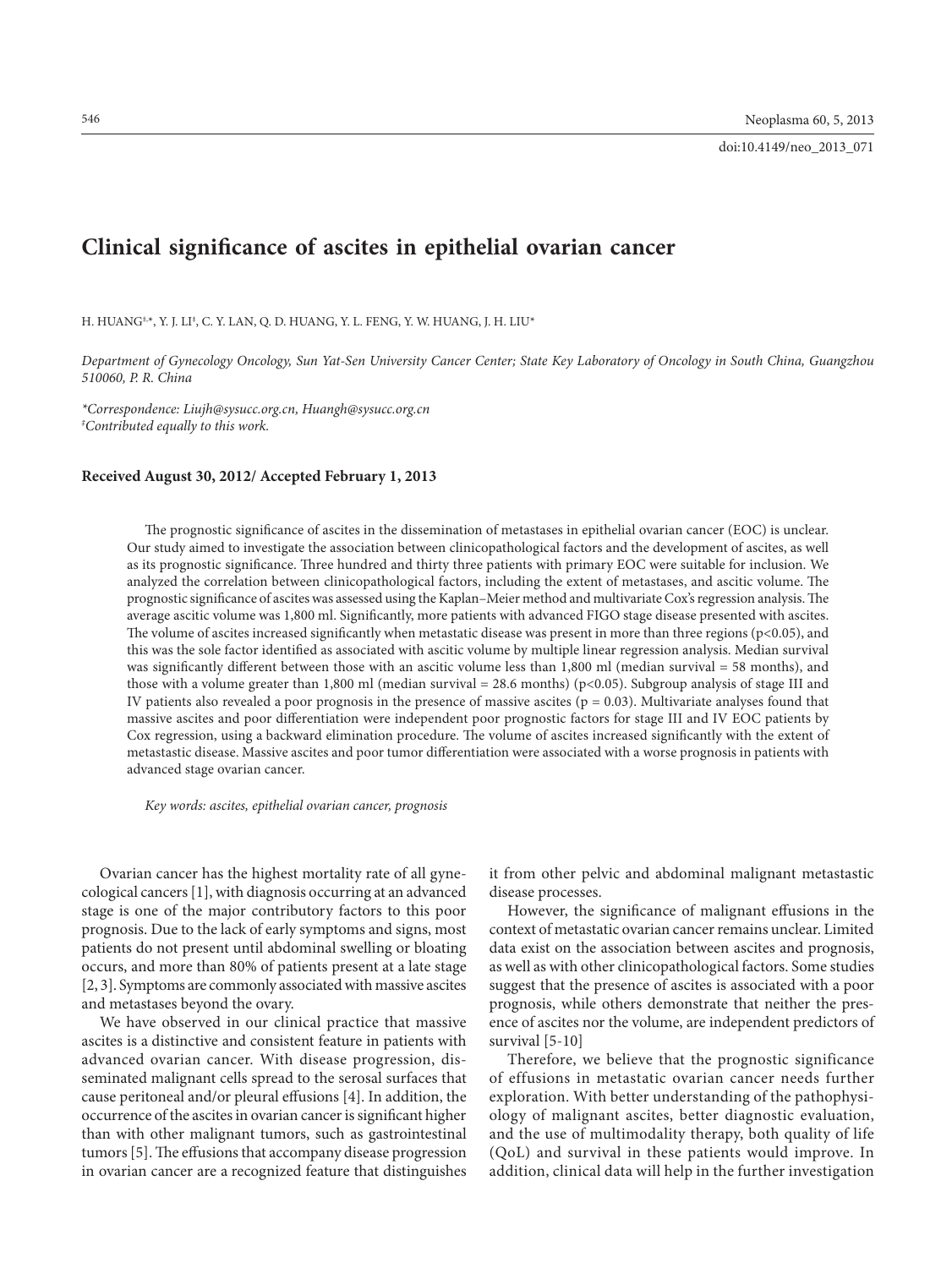doi:10.4149/neo_2013_071

# Clinical significance of ascites in epithelial ovarian cancer

H. HUANG[‡,*], Y. J. LI[‡], C. Y. LAN, Q. D. HUANG, Y. L. FENG, Y. W. HUANG, J. H. LIU*

*Department of Gynecology Oncology, Sun Yat-Sen University Cancer Center; State Key Laboratory of Oncology in South China, Guangzhou 510060, P. R. China*

*\*Correspondence: Liujh@sysucc.org.cn, Huangh@sysucc.org.cn*
*[‡]Contributed equally to this work.*

**Received August 30, 2012/ Accepted February 1, 2013**

The prognostic significance of ascites in the dissemination of metastases in epithelial ovarian cancer (EOC) is unclear. Our study aimed to investigate the association between clinicopathological factors and the development of ascites, as well as its prognostic significance. Three hundred and thirty three patients with primary EOC were suitable for inclusion. We analyzed the correlation between clinicopathological factors, including the extent of metastases, and ascitic volume. The prognostic significance of ascites was assessed using the Kaplan–Meier method and multivariate Cox's regression analysis. The average ascitic volume was 1,800 ml. Significantly, more patients with advanced FIGO stage disease presented with ascites. The volume of ascites increased significantly when metastatic disease was present in more than three regions ($p<0.05$), and this was the sole factor identified as associated with ascitic volume by multiple linear regression analysis. Median survival was significantly different between those with an ascitic volume less than 1,800 ml (median survival = 58 months), and those with a volume greater than 1,800 ml (median survival = 28.6 months) ($p<0.05$). Subgroup analysis of stage III and IV patients also revealed a poor prognosis in the presence of massive ascites ($p = 0.03$). Multivariate analyses found that massive ascites and poor differentiation were independent poor prognostic factors for stage III and IV EOC patients by Cox regression, using a backward elimination procedure. The volume of ascites increased significantly with the extent of metastastic disease. Massive ascites and poor tumor differentiation were associated with a worse prognosis in patients with advanced stage ovarian cancer.

*Key words: ascites, epithelial ovarian cancer, prognosis*

Ovarian cancer has the highest mortality rate of all gynecological cancers [1], with diagnosis occurring at an advanced stage is one of the major contributory factors to this poor prognosis. Due to the lack of early symptoms and signs, most patients do not present until abdominal swelling or bloating occurs, and more than 80% of patients present at a late stage [2, 3]. Symptoms are commonly associated with massive ascites and metastases beyond the ovary.

We have observed in our clinical practice that massive ascites is a distinctive and consistent feature in patients with advanced ovarian cancer. With disease progression, disseminated malignant cells spread to the serosal surfaces that cause peritoneal and/or pleural effusions [4]. In addition, the occurrence of the ascites in ovarian cancer is significant higher than with other malignant tumors, such as gastrointestinal tumors [5]. The effusions that accompany disease progression in ovarian cancer are a recognized feature that distinguishes it from other pelvic and abdominal malignant metastastic disease processes.

However, the significance of malignant effusions in the context of metastatic ovarian cancer remains unclear. Limited data exist on the association between ascites and prognosis, as well as with other clinicopathological factors. Some studies suggest that the presence of ascites is associated with a poor prognosis, while others demonstrate that neither the presence of ascites nor the volume, are independent predictors of survival [5-10]

Therefore, we believe that the prognostic significance of effusions in metastatic ovarian cancer needs further exploration. With better understanding of the pathophysiology of malignant ascites, better diagnostic evaluation, and the use of multimodality therapy, both quality of life (QoL) and survival in these patients would improve. In addition, clinical data will help in the further investigation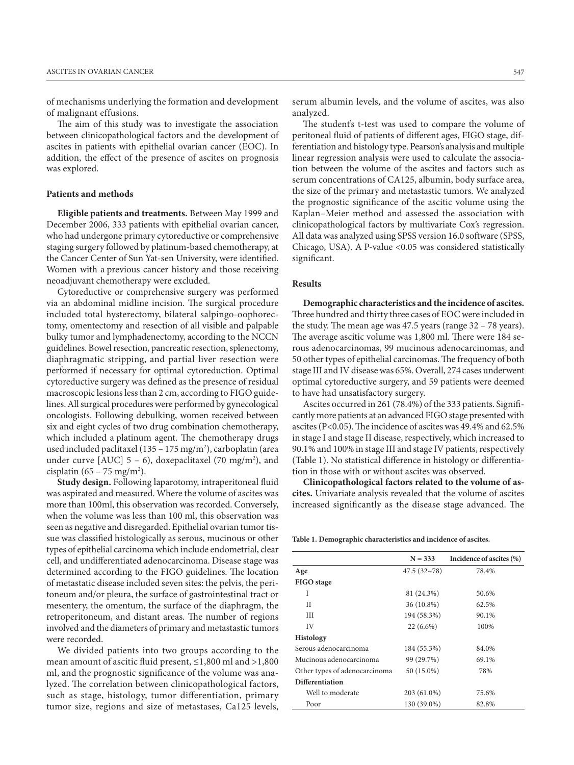of mechanisms underlying the formation and development of malignant effusions.

The aim of this study was to investigate the association between clinicopathological factors and the development of ascites in patients with epithelial ovarian cancer (EOC). In addition, the effect of the presence of ascites on prognosis was explored.

## Patients and methods

**Eligible patients and treatments.** Between May 1999 and December 2006, 333 patients with epithelial ovarian cancer, who had undergone primary cytoreductive or comprehensive staging surgery followed by platinum-based chemotherapy, at the Cancer Center of Sun Yat-sen University, were identified. Women with a previous cancer history and those receiving neoadjuvant chemotherapy were excluded.

Cytoreductive or comprehensive surgery was performed via an abdominal midline incision. The surgical procedure included total hysterectomy, bilateral salpingo-oophorectomy, omentectomy and resection of all visible and palpable bulky tumor and lymphadenectomy, according to the NCCN guidelines. Bowel resection, pancreatic resection, splenectomy, diaphragmatic stripping, and partial liver resection were performed if necessary for optimal cytoreduction. Optimal cytoreductive surgery was defined as the presence of residual macroscopic lesions less than 2 cm, according to FIGO guidelines. All surgical procedures were performed by gynecological oncologists. Following debulking, women received between six and eight cycles of two drug combination chemotherapy, which included a platinum agent. The chemotherapy drugs used included paclitaxel (135 – 175 mg/m$^2$), carboplatin (area under curve [AUC] 5 – 6), doxepaclitaxel (70 mg/m$^2$), and cisplatin (65 – 75 mg/m$^2$).

**Study design.** Following laparotomy, intraperitoneal fluid was aspirated and measured. Where the volume of ascites was more than 100ml, this observation was recorded. Conversely, when the volume was less than 100 ml, this observation was seen as negative and disregarded. Epithelial ovarian tumor tissue was classified histologically as serous, mucinous or other types of epithelial carcinoma which include endometrial, clear cell, and undifferentiated adenocarcinoma. Disease stage was determined according to the FIGO guidelines. The location of metastatic disease included seven sites: the pelvis, the peritoneum and/or pleura, the surface of gastrointestinal tract or mesentery, the omentum, the surface of the diaphragm, the retroperitoneum, and distant areas. The number of regions involved and the diameters of primary and metastatic tumors were recorded.

We divided patients into two groups according to the mean amount of ascitic fluid present, ≤1,800 ml and >1,800 ml, and the prognostic significance of the volume was analyzed. The correlation between clinicopathological factors, such as stage, histology, tumor differentiation, primary tumor size, regions and size of metastases, Ca125 levels, serum albumin levels, and the volume of ascites, was also analyzed.

The student's t-test was used to compare the volume of peritoneal fluid of patients of different ages, FIGO stage, differentiation and histology type. Pearson's analysis and multiple linear regression analysis were used to calculate the association between the volume of the ascites and factors such as serum concentrations of CA125, albumin, body surface area, the size of the primary and metastatic tumors. We analyzed the prognostic significance of the ascitic volume using the Kaplan–Meier method and assessed the association with clinicopathological factors by multivariate Cox's regression. All data was analyzed using SPSS version 16.0 software (SPSS, Chicago, USA). A P-value <0.05 was considered statistically significant.

## Results

**Demographic characteristics and the incidence of ascites.** Three hundred and thirty three cases of EOC were included in the study. The mean age was 47.5 years (range 32 – 78 years). The average ascitic volume was 1,800 ml. There were 184 serous adenocarcinomas, 99 mucinous adenocarcinomas, and 50 other types of epithelial carcinomas. The frequency of both stage III and IV disease was 65%. Overall, 274 cases underwent optimal cytoreductive surgery, and 59 patients were deemed to have had unsatisfactory surgery.

Ascites occurred in 261 (78.4%) of the 333 patients. Significantly more patients at an advanced FIGO stage presented with ascites (P<0.05). The incidence of ascites was 49.4% and 62.5% in stage I and stage II disease, respectively, which increased to 90.1% and 100% in stage III and stage IV patients, respectively (Table 1). No statistical difference in histology or differentiation in those with or without ascites was observed.

**Clinicopathological factors related to the volume of ascites.** Univariate analysis revealed that the volume of ascites increased significantly as the disease stage advanced. The

**Table 1. Demographic characteristics and incidence of ascites.**

| | N = 333 | Incidence of ascites (%) |
|---|---|---|
| **Age** | 47.5 (32~78) | 78.4% |
| **FIGO stage** | | |
| I | 81 (24.3%) | 50.6% |
| II | 36 (10.8%) | 62.5% |
| III | 194 (58.3%) | 90.1% |
| IV | 22 (6.6%) | 100% |
| **Histology** | | |
| Serous adenocarcinoma | 184 (55.3%) | 84.0% |
| Mucinous adenocarcinoma | 99 (29.7%) | 69.1% |
| Other types of adenocarcinoma | 50 (15.0%) | 78% |
| **Differentiation** | | |
| Well to moderate | 203 (61.0%) | 75.6% |
| Poor | 130 (39.0%) | 82.8% |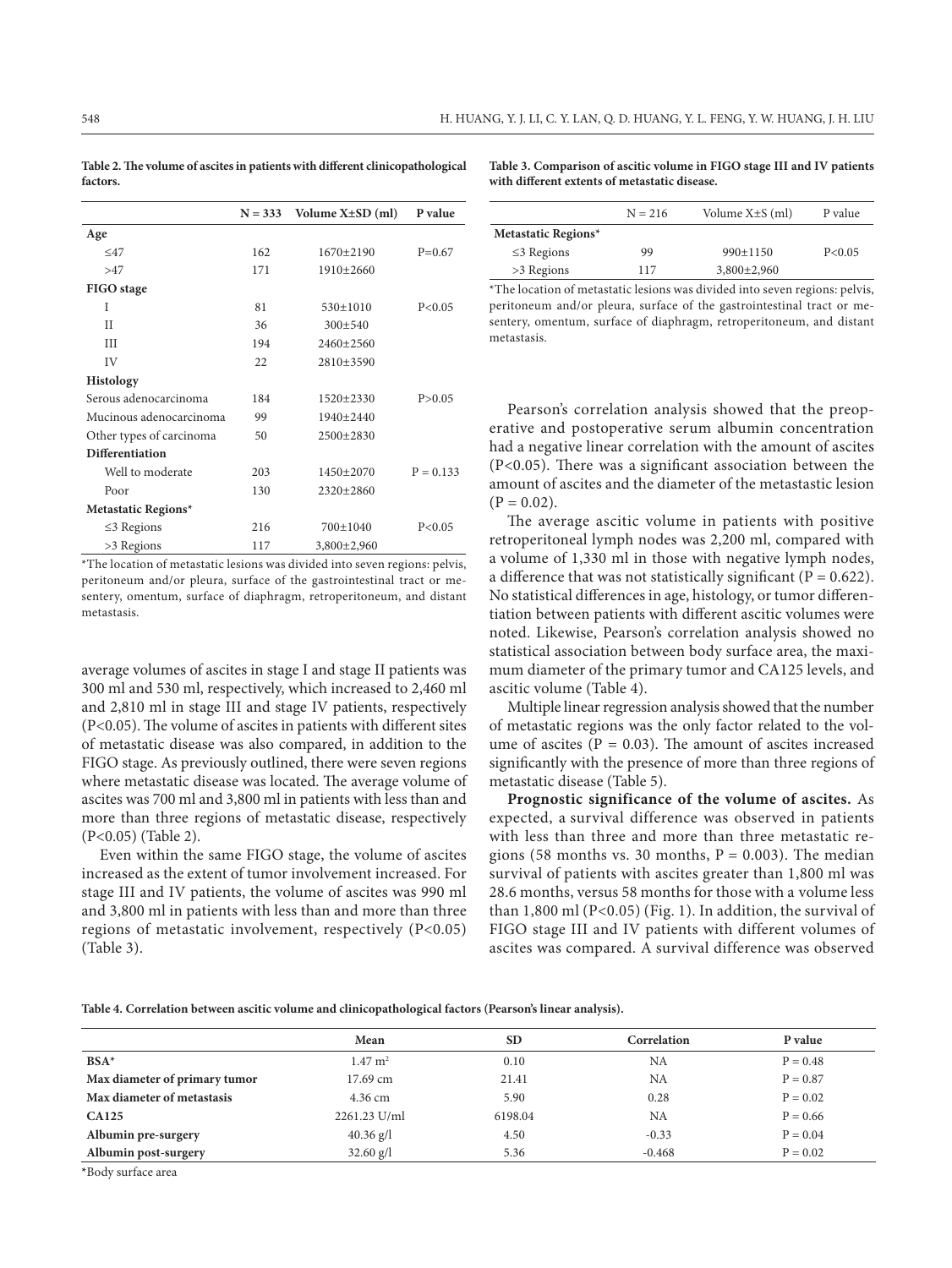**Table 2. The volume of ascites in patients with different clinicopathological factors.**

| | N = 333 | Volume X±SD (ml) | P value |
|---|---|---|---|
| **Age** | | | |
| ≤47 | 162 | 1670±2190 | P=0.67 |
| >47 | 171 | 1910±2660 | |
| **FIGO stage** | | | |
| I | 81 | 530±1010 | P<0.05 |
| II | 36 | 300±540 | |
| III | 194 | 2460±2560 | |
| IV | 22 | 2810±3590 | |
| **Histology** | | | |
| Serous adenocarcinoma | 184 | 1520±2330 | P>0.05 |
| Mucinous adenocarcinoma | 99 | 1940±2440 | |
| Other types of carcinoma | 50 | 2500±2830 | |
| **Differentiation** | | | |
| Well to moderate | 203 | 1450±2070 | P = 0.133 |
| Poor | 130 | 2320±2860 | |
| **Metastatic Regions*** | | | |
| ≤3 Regions | 216 | 700±1040 | P<0.05 |
| >3 Regions | 117 | 3,800±2,960 | |

*The location of metastatic lesions was divided into seven regions: pelvis, peritoneum and/or pleura, surface of the gastrointestinal tract or mesentery, omentum, surface of diaphragm, retroperitoneum, and distant metastasis.

average volumes of ascites in stage I and stage II patients was 300 ml and 530 ml, respectively, which increased to 2,460 ml and 2,810 ml in stage III and stage IV patients, respectively (P<0.05). The volume of ascites in patients with different sites of metastatic disease was also compared, in addition to the FIGO stage. As previously outlined, there were seven regions where metastatic disease was located. The average volume of ascites was 700 ml and 3,800 ml in patients with less than and more than three regions of metastatic disease, respectively (P<0.05) (Table 2).

Even within the same FIGO stage, the volume of ascites increased as the extent of tumor involvement increased. For stage III and IV patients, the volume of ascites was 990 ml and 3,800 ml in patients with less than and more than three regions of metastatic involvement, respectively (P<0.05) (Table 3).

**Table 3. Comparison of ascitic volume in FIGO stage III and IV patients with different extents of metastatic disease.**

| | N = 216 | Volume X±S (ml) | P value |
|---|---|---|---|
| **Metastatic Regions*** | | | |
| ≤3 Regions | 99 | 990±1150 | P<0.05 |
| >3 Regions | 117 | 3,800±2,960 | |

*The location of metastatic lesions was divided into seven regions: pelvis, peritoneum and/or pleura, surface of the gastrointestinal tract or mesentery, omentum, surface of diaphragm, retroperitoneum, and distant metastasis.

Pearson's correlation analysis showed that the preoperative and postoperative serum albumin concentration had a negative linear correlation with the amount of ascites (P<0.05). There was a significant association between the amount of ascites and the diameter of the metastastic lesion (P = 0.02).

The average ascitic volume in patients with positive retroperitoneal lymph nodes was 2,200 ml, compared with a volume of 1,330 ml in those with negative lymph nodes, a difference that was not statistically significant (P = 0.622). No statistical differences in age, histology, or tumor differentiation between patients with different ascitic volumes were noted. Likewise, Pearson's correlation analysis showed no statistical association between body surface area, the maximum diameter of the primary tumor and CA125 levels, and ascitic volume (Table 4).

Multiple linear regression analysis showed that the number of metastatic regions was the only factor related to the volume of ascites (P = 0.03). The amount of ascites increased significantly with the presence of more than three regions of metastatic disease (Table 5).

**Prognostic significance of the volume of ascites.** As expected, a survival difference was observed in patients with less than three and more than three metastatic regions (58 months vs. 30 months, P = 0.003). The median survival of patients with ascites greater than 1,800 ml was 28.6 months, versus 58 months for those with a volume less than 1,800 ml (P<0.05) (Fig. 1). In addition, the survival of FIGO stage III and IV patients with different volumes of ascites was compared. A survival difference was observed

**Table 4. Correlation between ascitic volume and clinicopathological factors (Pearson's linear analysis).**

| | Mean | SD | Correlation | P value |
|---|---|---|---|---|
| **BSA*** | 1.47 $m^2$ | 0.10 | NA | P = 0.48 |
| **Max diameter of primary tumor** | 17.69 cm | 21.41 | NA | P = 0.87 |
| **Max diameter of metastasis** | 4.36 cm | 5.90 | 0.28 | P = 0.02 |
| **CA125** | 2261.23 U/ml | 6198.04 | NA | P = 0.66 |
| **Albumin pre-surgery** | 40.36 g/l | 4.50 | -0.33 | P = 0.04 |
| **Albumin post-surgery** | 32.60 g/l | 5.36 | -0.468 | P = 0.02 |

*Body surface area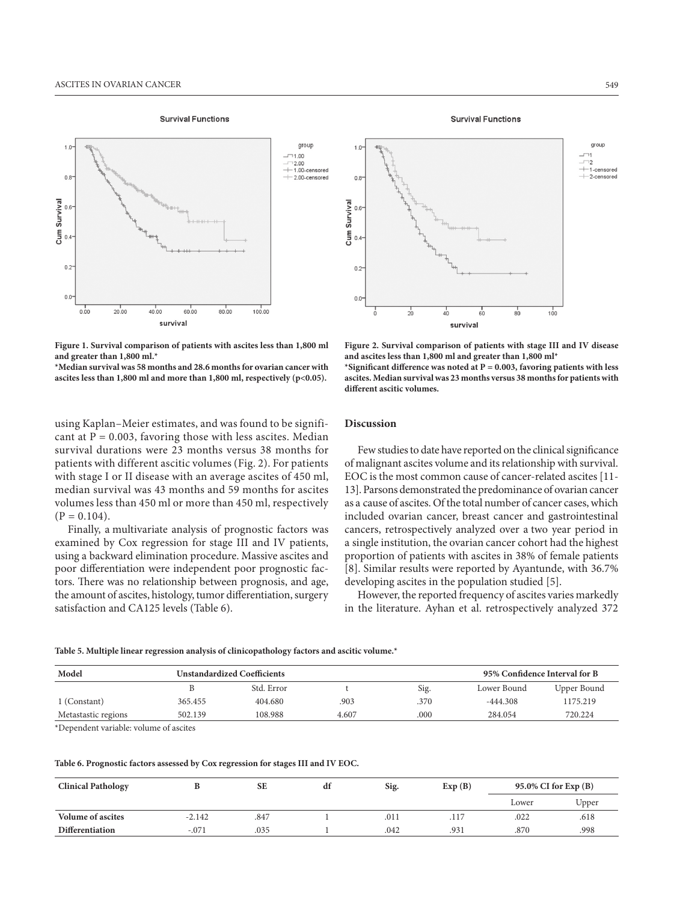**Figure 1. Survival comparison of patients with ascites less than 1,800 ml and greater than 1,800 ml.***
***Median survival was 58 months and 28.6 months for ovarian cancer with ascites less than 1,800 ml and more than 1,800 ml, respectively (p<0.05).**

**Figure 2. Survival comparison of patients with stage III and IV disease and ascites less than 1,800 ml and greater than 1,800 ml***
***Significant difference was noted at P = 0.003, favoring patients with less ascites. Median survival was 23 months versus 38 months for patients with different ascitic volumes.**

using Kaplan–Meier estimates, and was found to be significant at P = 0.003, favoring those with less ascites. Median survival durations were 23 months versus 38 months for patients with different ascitic volumes (Fig. 2). For patients with stage I or II disease with an average ascites of 450 ml, median survival was 43 months and 59 months for ascites volumes less than 450 ml or more than 450 ml, respectively (P = 0.104).

Finally, a multivariate analysis of prognostic factors was examined by Cox regression for stage III and IV patients, using a backward elimination procedure. Massive ascites and poor differentiation were independent poor prognostic factors. There was no relationship between prognosis, and age, the amount of ascites, histology, tumor differentiation, surgery satisfaction and CA125 levels (Table 6).

## Discussion

Few studies to date have reported on the clinical significance of malignant ascites volume and its relationship with survival. EOC is the most common cause of cancer-related ascites [11-13]. Parsons demonstrated the predominance of ovarian cancer as a cause of ascites. Of the total number of cancer cases, which included ovarian cancer, breast cancer and gastrointestinal cancers, retrospectively analyzed over a two year period in a single institution, the ovarian cancer cohort had the highest proportion of patients with ascites in 38% of female patients [8]. Similar results were reported by Ayantunde, with 36.7% developing ascites in the population studied [5].

However, the reported frequency of ascites varies markedly in the literature. Ayhan et al. retrospectively analyzed 372

**Table 5. Multiple linear regression analysis of clinicopathology factors and ascitic volume.***

| Model | Unstandardized Coefficients | | | | 95% Confidence Interval for B | |
|---|---|---|---|---|---|---|
| | B | Std. Error | t | Sig. | Lower Bound | Upper Bound |
| 1 (Constant) | 365.455 | 404.680 | .903 | .370 | -444.308 | 1175.219 |
| Metastastic regions | 502.139 | 108.988 | 4.607 | .000 | 284.054 | 720.224 |

*Dependent variable: volume of ascites

**Table 6. Prognostic factors assessed by Cox regression for stages III and IV EOC.**

| Clinical Pathology | B | SE | df | Sig. | Exp (B) | 95.0% CI for Exp (B) | |
|---|---|---|---|---|---|---|---|
| | | | | | | Lower | Upper |
| **Volume of ascites** | -2.142 | .847 | 1 | .011 | .117 | .022 | .618 |
| **Differentiation** | -.071 | .035 | 1 | .042 | .931 | .870 | .998 |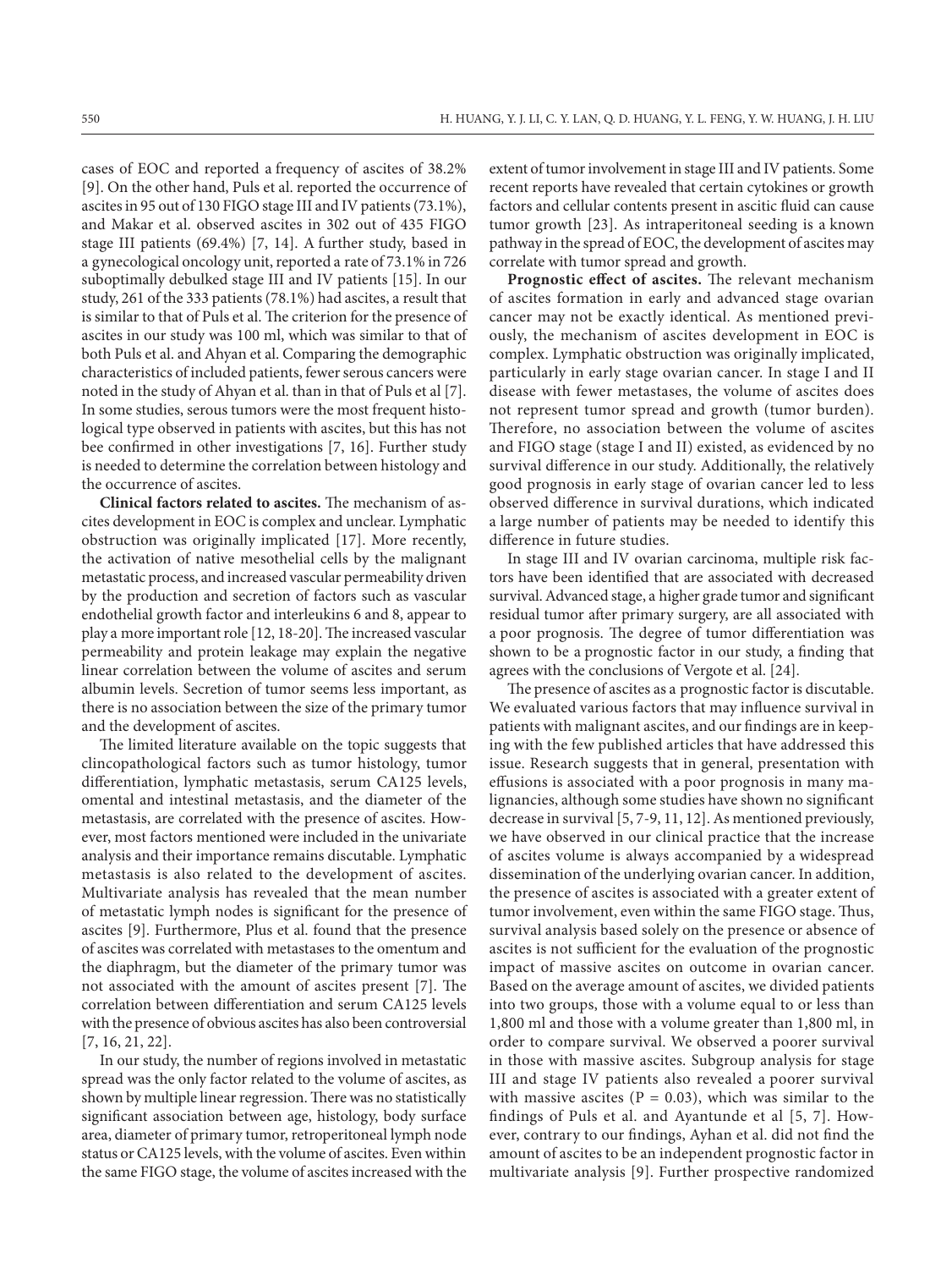cases of EOC and reported a frequency of ascites of 38.2% [9]. On the other hand, Puls et al. reported the occurrence of ascites in 95 out of 130 FIGO stage III and IV patients (73.1%), and Makar et al. observed ascites in 302 out of 435 FIGO stage III patients (69.4%) [7, 14]. A further study, based in a gynecological oncology unit, reported a rate of 73.1% in 726 suboptimally debulked stage III and IV patients [15]. In our study, 261 of the 333 patients (78.1%) had ascites, a result that is similar to that of Puls et al. The criterion for the presence of ascites in our study was 100 ml, which was similar to that of both Puls et al. and Ahyan et al. Comparing the demographic characteristics of included patients, fewer serous cancers were noted in the study of Ahyan et al. than in that of Puls et al [7]. In some studies, serous tumors were the most frequent histological type observed in patients with ascites, but this has not bee confirmed in other investigations [7, 16]. Further study is needed to determine the correlation between histology and the occurrence of ascites.

**Clinical factors related to ascites.** The mechanism of ascites development in EOC is complex and unclear. Lymphatic obstruction was originally implicated [17]. More recently, the activation of native mesothelial cells by the malignant metastatic process, and increased vascular permeability driven by the production and secretion of factors such as vascular endothelial growth factor and interleukins 6 and 8, appear to play a more important role [12, 18-20]. The increased vascular permeability and protein leakage may explain the negative linear correlation between the volume of ascites and serum albumin levels. Secretion of tumor seems less important, as there is no association between the size of the primary tumor and the development of ascites.

The limited literature available on the topic suggests that clincopathological factors such as tumor histology, tumor differentiation, lymphatic metastasis, serum CA125 levels, omental and intestinal metastasis, and the diameter of the metastasis, are correlated with the presence of ascites. However, most factors mentioned were included in the univariate analysis and their importance remains discutable. Lymphatic metastasis is also related to the development of ascites. Multivariate analysis has revealed that the mean number of metastatic lymph nodes is significant for the presence of ascites [9]. Furthermore, Plus et al. found that the presence of ascites was correlated with metastases to the omentum and the diaphragm, but the diameter of the primary tumor was not associated with the amount of ascites present [7]. The correlation between differentiation and serum CA125 levels with the presence of obvious ascites has also been controversial [7, 16, 21, 22].

In our study, the number of regions involved in metastatic spread was the only factor related to the volume of ascites, as shown by multiple linear regression. There was no statistically significant association between age, histology, body surface area, diameter of primary tumor, retroperitoneal lymph node status or CA125 levels, with the volume of ascites. Even within the same FIGO stage, the volume of ascites increased with the extent of tumor involvement in stage III and IV patients. Some recent reports have revealed that certain cytokines or growth factors and cellular contents present in ascitic fluid can cause tumor growth [23]. As intraperitoneal seeding is a known pathway in the spread of EOC, the development of ascites may correlate with tumor spread and growth.

**Prognostic effect of ascites.** The relevant mechanism of ascites formation in early and advanced stage ovarian cancer may not be exactly identical. As mentioned previously, the mechanism of ascites development in EOC is complex. Lymphatic obstruction was originally implicated, particularly in early stage ovarian cancer. In stage I and II disease with fewer metastases, the volume of ascites does not represent tumor spread and growth (tumor burden). Therefore, no association between the volume of ascites and FIGO stage (stage I and II) existed, as evidenced by no survival difference in our study. Additionally, the relatively good prognosis in early stage of ovarian cancer led to less observed difference in survival durations, which indicated a large number of patients may be needed to identify this difference in future studies.

In stage III and IV ovarian carcinoma, multiple risk factors have been identified that are associated with decreased survival. Advanced stage, a higher grade tumor and significant residual tumor after primary surgery, are all associated with a poor prognosis. The degree of tumor differentiation was shown to be a prognostic factor in our study, a finding that agrees with the conclusions of Vergote et al. [24].

The presence of ascites as a prognostic factor is discutable. We evaluated various factors that may influence survival in patients with malignant ascites, and our findings are in keeping with the few published articles that have addressed this issue. Research suggests that in general, presentation with effusions is associated with a poor prognosis in many malignancies, although some studies have shown no significant decrease in survival [5, 7-9, 11, 12]. As mentioned previously, we have observed in our clinical practice that the increase of ascites volume is always accompanied by a widespread dissemination of the underlying ovarian cancer. In addition, the presence of ascites is associated with a greater extent of tumor involvement, even within the same FIGO stage. Thus, survival analysis based solely on the presence or absence of ascites is not sufficient for the evaluation of the prognostic impact of massive ascites on outcome in ovarian cancer. Based on the average amount of ascites, we divided patients into two groups, those with a volume equal to or less than 1,800 ml and those with a volume greater than 1,800 ml, in order to compare survival. We observed a poorer survival in those with massive ascites. Subgroup analysis for stage III and stage IV patients also revealed a poorer survival with massive ascites ($P = 0.03$), which was similar to the findings of Puls et al. and Ayantunde et al [5, 7]. However, contrary to our findings, Ayhan et al. did not find the amount of ascites to be an independent prognostic factor in multivariate analysis [9]. Further prospective randomized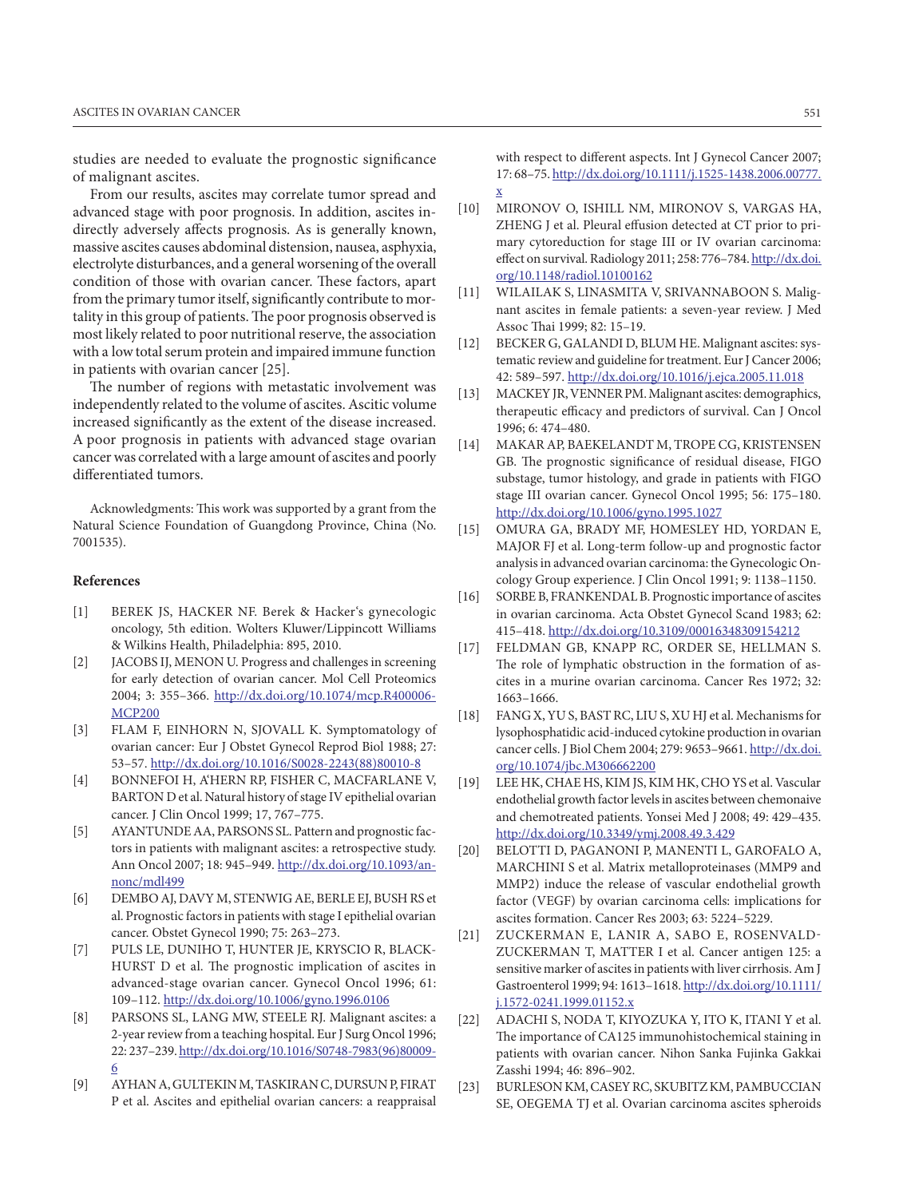studies are needed to evaluate the prognostic significance of malignant ascites.

From our results, ascites may correlate tumor spread and advanced stage with poor prognosis. In addition, ascites indirectly adversely affects prognosis. As is generally known, massive ascites causes abdominal distension, nausea, asphyxia, electrolyte disturbances, and a general worsening of the overall condition of those with ovarian cancer. These factors, apart from the primary tumor itself, significantly contribute to mortality in this group of patients. The poor prognosis observed is most likely related to poor nutritional reserve, the association with a low total serum protein and impaired immune function in patients with ovarian cancer [25].

The number of regions with metastatic involvement was independently related to the volume of ascites. Ascitic volume increased significantly as the extent of the disease increased. A poor prognosis in patients with advanced stage ovarian cancer was correlated with a large amount of ascites and poorly differentiated tumors.

Acknowledgments: This work was supported by a grant from the Natural Science Foundation of Guangdong Province, China (No. 7001535).

## References

[1] BEREK JS, HACKER NF. Berek & Hacker's gynecologic oncology, 5th edition. Wolters Kluwer/Lippincott Williams & Wilkins Health, Philadelphia: 895, 2010.

[2] JACOBS IJ, MENON U. Progress and challenges in screening for early detection of ovarian cancer. Mol Cell Proteomics 2004; 3: 355–366. http://dx.doi.org/10.1074/mcp.R400006-MCP200

[3] FLAM F, EINHORN N, SJOVALL K. Symptomatology of ovarian cancer: Eur J Obstet Gynecol Reprod Biol 1988; 27: 53–57. http://dx.doi.org/10.1016/S0028-2243(88)80010-8

[4] BONNEFOI H, A'HERN RP, FISHER C, MACFARLANE V, BARTON D et al. Natural history of stage IV epithelial ovarian cancer. J Clin Oncol 1999; 17, 767–775.

[5] AYANTUNDE AA, PARSONS SL. Pattern and prognostic factors in patients with malignant ascites: a retrospective study. Ann Oncol 2007; 18: 945–949. http://dx.doi.org/10.1093/annonc/mdl499

[6] DEMBO AJ, DAVY M, STENWIG AE, BERLE EJ, BUSH RS et al. Prognostic factors in patients with stage I epithelial ovarian cancer. Obstet Gynecol 1990; 75: 263–273.

[7] PULS LE, DUNIHO T, HUNTER JE, KRYSCIO R, BLACKHURST D et al. The prognostic implication of ascites in advanced-stage ovarian cancer. Gynecol Oncol 1996; 61: 109–112. http://dx.doi.org/10.1006/gyno.1996.0106

[8] PARSONS SL, LANG MW, STEELE RJ. Malignant ascites: a 2-year review from a teaching hospital. Eur J Surg Oncol 1996; 22: 237–239. http://dx.doi.org/10.1016/S0748-7983(96)80009-6

[9] AYHAN A, GULTEKIN M, TASKIRAN C, DURSUN P, FIRAT P et al. Ascites and epithelial ovarian cancers: a reappraisal with respect to different aspects. Int J Gynecol Cancer 2007; 17: 68–75. http://dx.doi.org/10.1111/j.1525-1438.2006.00777.x

[10] MIRONOV O, ISHILL NM, MIRONOV S, VARGAS HA, ZHENG J et al. Pleural effusion detected at CT prior to primary cytoreduction for stage III or IV ovarian carcinoma: effect on survival. Radiology 2011; 258: 776–784. http://dx.doi.org/10.1148/radiol.10100162

[11] WILAILAK S, LINASMITA V, SRIVANNABOON S. Malignant ascites in female patients: a seven-year review. J Med Assoc Thai 1999; 82: 15–19.

[12] BECKER G, GALANDI D, BLUM HE. Malignant ascites: systematic review and guideline for treatment. Eur J Cancer 2006; 42: 589–597. http://dx.doi.org/10.1016/j.ejca.2005.11.018

[13] MACKEY JR, VENNER PM. Malignant ascites: demographics, therapeutic efficacy and predictors of survival. Can J Oncol 1996; 6: 474–480.

[14] MAKAR AP, BAEKELANDT M, TROPE CG, KRISTENSEN GB. The prognostic significance of residual disease, FIGO substage, tumor histology, and grade in patients with FIGO stage III ovarian cancer. Gynecol Oncol 1995; 56: 175–180. http://dx.doi.org/10.1006/gyno.1995.1027

[15] OMURA GA, BRADY MF, HOMESLEY HD, YORDAN E, MAJOR FJ et al. Long-term follow-up and prognostic factor analysis in advanced ovarian carcinoma: the Gynecologic Oncology Group experience. J Clin Oncol 1991; 9: 1138–1150.

[16] SORBE B, FRANKENDAL B. Prognostic importance of ascites in ovarian carcinoma. Acta Obstet Gynecol Scand 1983; 62: 415–418. http://dx.doi.org/10.3109/00016348309154212

[17] FELDMAN GB, KNAPP RC, ORDER SE, HELLMAN S. The role of lymphatic obstruction in the formation of ascites in a murine ovarian carcinoma. Cancer Res 1972; 32: 1663–1666.

[18] FANG X, YU S, BAST RC, LIU S, XU HJ et al. Mechanisms for lysophosphatidic acid-induced cytokine production in ovarian cancer cells. J Biol Chem 2004; 279: 9653–9661. http://dx.doi.org/10.1074/jbc.M306662200

[19] LEE HK, CHAE HS, KIM JS, KIM HK, CHO YS et al. Vascular endothelial growth factor levels in ascites between chemonaive and chemotreated patients. Yonsei Med J 2008; 49: 429–435. http://dx.doi.org/10.3349/ymj.2008.49.3.429

[20] BELOTTI D, PAGANONI P, MANENTI L, GAROFALO A, MARCHINI S et al. Matrix metalloproteinases (MMP9 and MMP2) induce the release of vascular endothelial growth factor (VEGF) by ovarian carcinoma cells: implications for ascites formation. Cancer Res 2003; 63: 5224–5229.

[21] ZUCKERMAN E, LANIR A, SABO E, ROSENVALD-ZUCKERMAN T, MATTER I et al. Cancer antigen 125: a sensitive marker of ascites in patients with liver cirrhosis. Am J Gastroenterol 1999; 94: 1613–1618. http://dx.doi.org/10.1111/j.1572-0241.1999.01152.x

[22] ADACHI S, NODA T, KIYOZUKA Y, ITO K, ITANI Y et al. The importance of CA125 immunohistochemical staining in patients with ovarian cancer. Nihon Sanka Fujinka Gakkai Zasshi 1994; 46: 896–902.

[23] BURLESON KM, CASEY RC, SKUBITZ KM, PAMBUCCIAN SE, OEGEMA TJ et al. Ovarian carcinoma ascites spheroids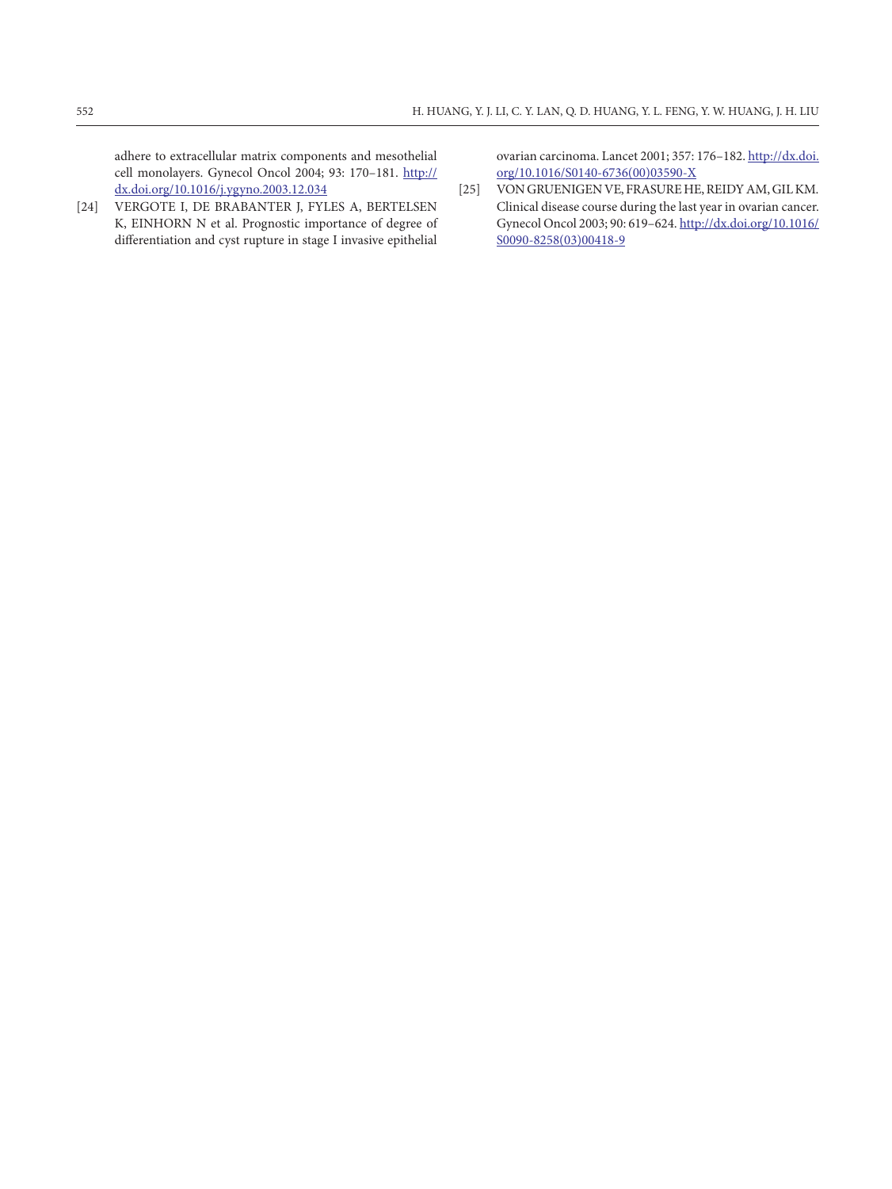adhere to extracellular matrix components and mesothelial cell monolayers. Gynecol Oncol 2004; 93: 170–181. http://dx.doi.org/10.1016/j.ygyno.2003.12.034

[24] VERGOTE I, DE BRABANTER J, FYLES A, BERTELSEN K, EINHORN N et al. Prognostic importance of degree of differentiation and cyst rupture in stage I invasive epithelial ovarian carcinoma. Lancet 2001; 357: 176–182. http://dx.doi.org/10.1016/S0140-6736(00)03590-X

[25] VON GRUENIGEN VE, FRASURE HE, REIDY AM, GIL KM. Clinical disease course during the last year in ovarian cancer. Gynecol Oncol 2003; 90: 619–624. http://dx.doi.org/10.1016/S0090-8258(03)00418-9